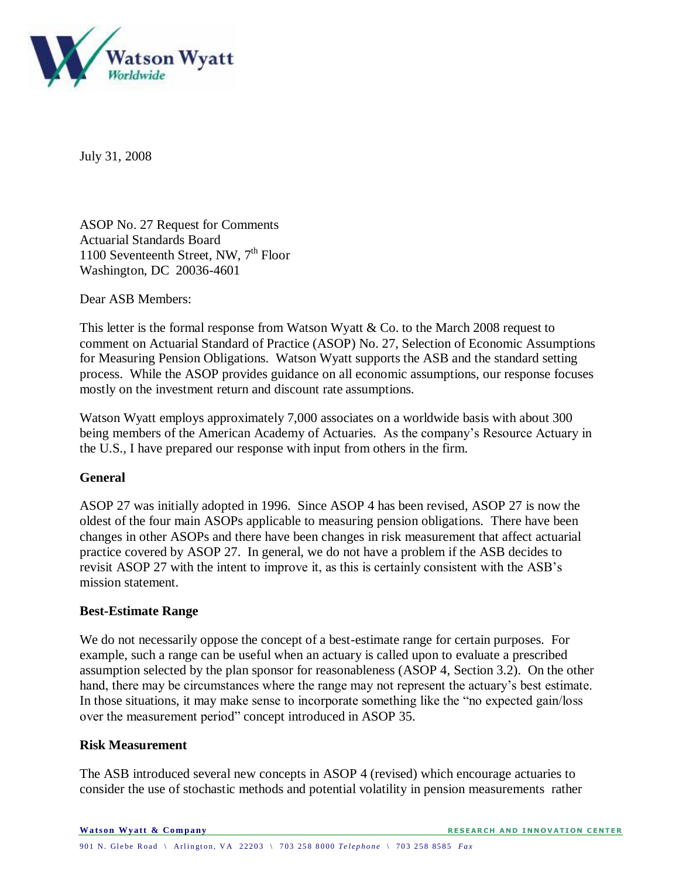July 31, 2008

ASOP No. 27 Request for Comments
Actuarial Standards Board
1100 Seventeenth Street, NW, 7th Floor
Washington, DC 20036-4601

Dear ASB Members:

This letter is the formal response from Watson Wyatt & Co. to the March 2008 request to comment on Actuarial Standard of Practice (ASOP) No. 27, Selection of Economic Assumptions for Measuring Pension Obligations. Watson Wyatt supports the ASB and the standard setting process. While the ASOP provides guidance on all economic assumptions, our response focuses mostly on the investment return and discount rate assumptions.

Watson Wyatt employs approximately 7,000 associates on a worldwide basis with about 300 being members of the American Academy of Actuaries. As the company's Resource Actuary in the U.S., I have prepared our response with input from others in the firm.

**General**

ASOP 27 was initially adopted in 1996. Since ASOP 4 has been revised, ASOP 27 is now the oldest of the four main ASOPs applicable to measuring pension obligations. There have been changes in other ASOPs and there have been changes in risk measurement that affect actuarial practice covered by ASOP 27. In general, we do not have a problem if the ASB decides to revisit ASOP 27 with the intent to improve it, as this is certainly consistent with the ASB's mission statement.

**Best-Estimate Range**

We do not necessarily oppose the concept of a best-estimate range for certain purposes. For example, such a range can be useful when an actuary is called upon to evaluate a prescribed assumption selected by the plan sponsor for reasonableness (ASOP 4, Section 3.2). On the other hand, there may be circumstances where the range may not represent the actuary's best estimate. In those situations, it may make sense to incorporate something like the "no expected gain/loss over the measurement period" concept introduced in ASOP 35.

**Risk Measurement**

The ASB introduced several new concepts in ASOP 4 (revised) which encourage actuaries to consider the use of stochastic methods and potential volatility in pension measurements rather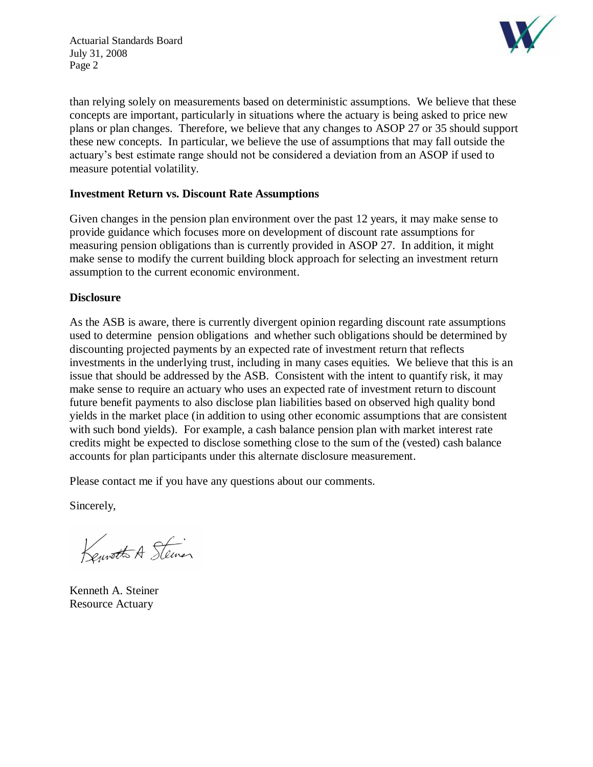than relying solely on measurements based on deterministic assumptions. We believe that these concepts are important, particularly in situations where the actuary is being asked to price new plans or plan changes. Therefore, we believe that any changes to ASOP 27 or 35 should support these new concepts. In particular, we believe the use of assumptions that may fall outside the actuary's best estimate range should not be considered a deviation from an ASOP if used to measure potential volatility.

**Investment Return vs. Discount Rate Assumptions**

Given changes in the pension plan environment over the past 12 years, it may make sense to provide guidance which focuses more on development of discount rate assumptions for measuring pension obligations than is currently provided in ASOP 27. In addition, it might make sense to modify the current building block approach for selecting an investment return assumption to the current economic environment.

**Disclosure**

As the ASB is aware, there is currently divergent opinion regarding discount rate assumptions used to determine pension obligations and whether such obligations should be determined by discounting projected payments by an expected rate of investment return that reflects investments in the underlying trust, including in many cases equities. We believe that this is an issue that should be addressed by the ASB. Consistent with the intent to quantify risk, it may make sense to require an actuary who uses an expected rate of investment return to discount future benefit payments to also disclose plan liabilities based on observed high quality bond yields in the market place (in addition to using other economic assumptions that are consistent with such bond yields). For example, a cash balance pension plan with market interest rate credits might be expected to disclose something close to the sum of the (vested) cash balance accounts for plan participants under this alternate disclosure measurement.

Please contact me if you have any questions about our comments.

Sincerely,

Kenneth A. Steiner

Kenneth A. Steiner
Resource Actuary